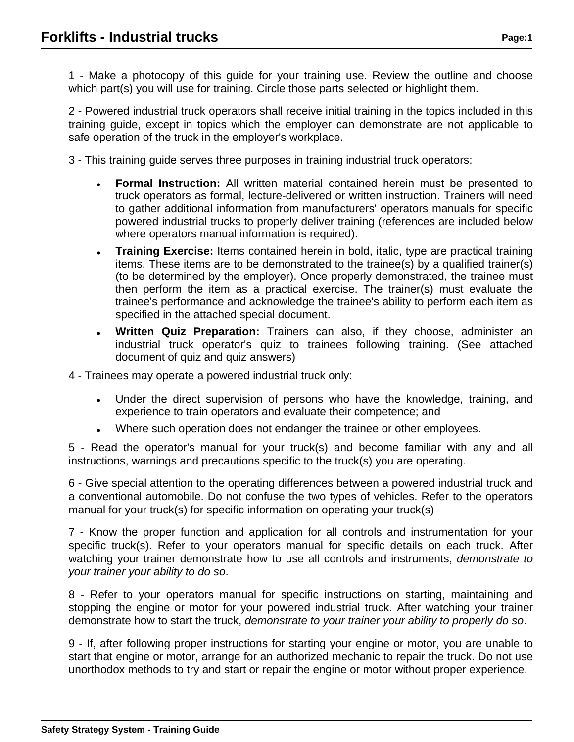# Forklifts - Industrial trucks

1 - Make a photocopy of this guide for your training use. Review the outline and choose which part(s) you will use for training. Circle those parts selected or highlight them.

2 - Powered industrial truck operators shall receive initial training in the topics included in this training guide, except in topics which the employer can demonstrate are not applicable to safe operation of the truck in the employer's workplace.

3 - This training guide serves three purposes in training industrial truck operators:

- **Formal Instruction:** All written material contained herein must be presented to truck operators as formal, lecture-delivered or written instruction. Trainers will need to gather additional information from manufacturers' operators manuals for specific powered industrial trucks to properly deliver training (references are included below where operators manual information is required).
- **Training Exercise:** Items contained herein in bold, italic, type are practical training items. These items are to be demonstrated to the trainee(s) by a qualified trainer(s) (to be determined by the employer). Once properly demonstrated, the trainee must then perform the item as a practical exercise. The trainer(s) must evaluate the trainee's performance and acknowledge the trainee's ability to perform each item as specified in the attached special document.
- **Written Quiz Preparation:** Trainers can also, if they choose, administer an industrial truck operator's quiz to trainees following training. (See attached document of quiz and quiz answers)

4 - Trainees may operate a powered industrial truck only:

- Under the direct supervision of persons who have the knowledge, training, and experience to train operators and evaluate their competence; and
- Where such operation does not endanger the trainee or other employees.

5 - Read the operator's manual for your truck(s) and become familiar with any and all instructions, warnings and precautions specific to the truck(s) you are operating.

6 - Give special attention to the operating differences between a powered industrial truck and a conventional automobile. Do not confuse the two types of vehicles. Refer to the operators manual for your truck(s) for specific information on operating your truck(s)

7 - Know the proper function and application for all controls and instrumentation for your specific truck(s). Refer to your operators manual for specific details on each truck. After watching your trainer demonstrate how to use all controls and instruments, *demonstrate to your trainer your ability to do so*.

8 - Refer to your operators manual for specific instructions on starting, maintaining and stopping the engine or motor for your powered industrial truck. After watching your trainer demonstrate how to start the truck, *demonstrate to your trainer your ability to properly do so*.

9 - If, after following proper instructions for starting your engine or motor, you are unable to start that engine or motor, arrange for an authorized mechanic to repair the truck. Do not use unorthodox methods to try and start or repair the engine or motor without proper experience.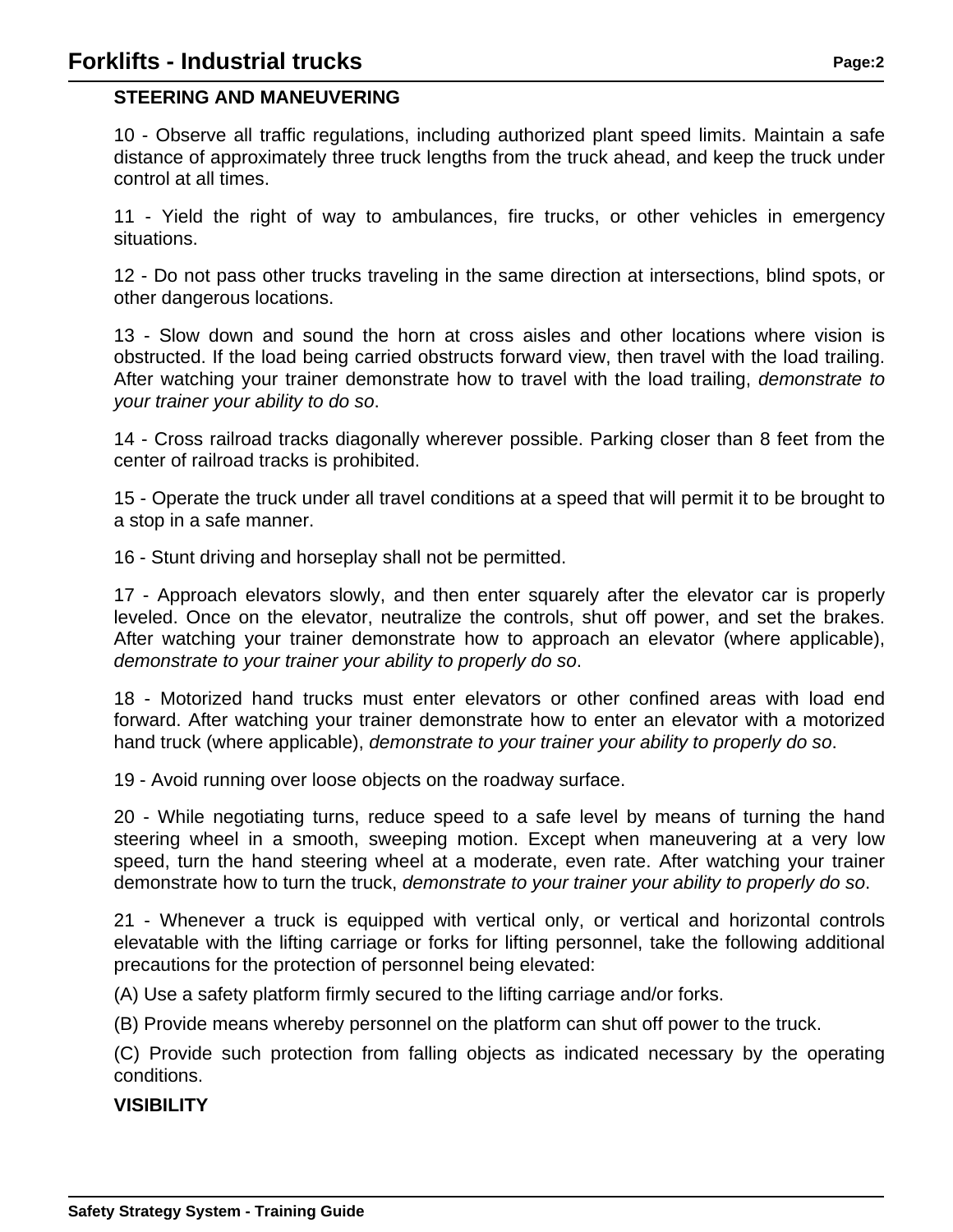**STEERING AND MANEUVERING**

10 - Observe all traffic regulations, including authorized plant speed limits. Maintain a safe distance of approximately three truck lengths from the truck ahead, and keep the truck under control at all times.

11 - Yield the right of way to ambulances, fire trucks, or other vehicles in emergency situations.

12 - Do not pass other trucks traveling in the same direction at intersections, blind spots, or other dangerous locations.

13 - Slow down and sound the horn at cross aisles and other locations where vision is obstructed. If the load being carried obstructs forward view, then travel with the load trailing. After watching your trainer demonstrate how to travel with the load trailing, *demonstrate to your trainer your ability to do so*.

14 - Cross railroad tracks diagonally wherever possible. Parking closer than 8 feet from the center of railroad tracks is prohibited.

15 - Operate the truck under all travel conditions at a speed that will permit it to be brought to a stop in a safe manner.

16 - Stunt driving and horseplay shall not be permitted.

17 - Approach elevators slowly, and then enter squarely after the elevator car is properly leveled. Once on the elevator, neutralize the controls, shut off power, and set the brakes. After watching your trainer demonstrate how to approach an elevator (where applicable), *demonstrate to your trainer your ability to properly do so*.

18 - Motorized hand trucks must enter elevators or other confined areas with load end forward. After watching your trainer demonstrate how to enter an elevator with a motorized hand truck (where applicable), *demonstrate to your trainer your ability to properly do so*.

19 - Avoid running over loose objects on the roadway surface.

20 - While negotiating turns, reduce speed to a safe level by means of turning the hand steering wheel in a smooth, sweeping motion. Except when maneuvering at a very low speed, turn the hand steering wheel at a moderate, even rate. After watching your trainer demonstrate how to turn the truck, *demonstrate to your trainer your ability to properly do so*.

21 - Whenever a truck is equipped with vertical only, or vertical and horizontal controls elevatable with the lifting carriage or forks for lifting personnel, take the following additional precautions for the protection of personnel being elevated:

(A) Use a safety platform firmly secured to the lifting carriage and/or forks.

(B) Provide means whereby personnel on the platform can shut off power to the truck.

(C) Provide such protection from falling objects as indicated necessary by the operating conditions.

**VISIBILITY**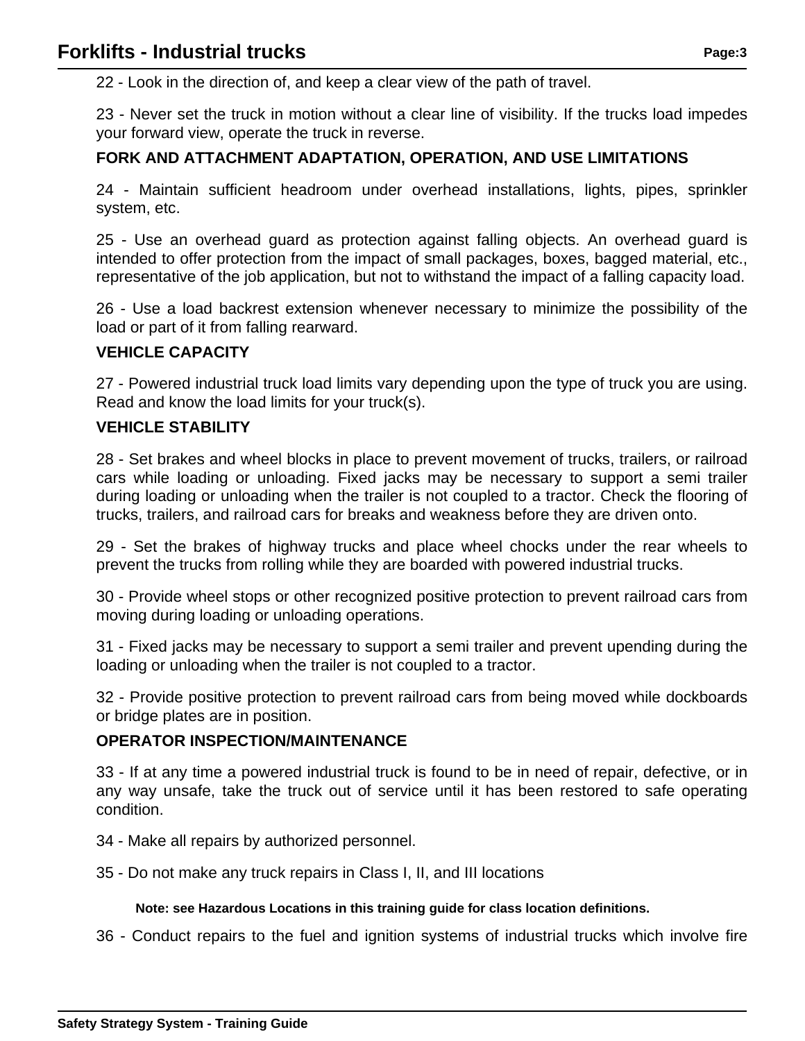22 - Look in the direction of, and keep a clear view of the path of travel.

23 - Never set the truck in motion without a clear line of visibility. If the trucks load impedes your forward view, operate the truck in reverse.

**FORK AND ATTACHMENT ADAPTATION, OPERATION, AND USE LIMITATIONS**

24 - Maintain sufficient headroom under overhead installations, lights, pipes, sprinkler system, etc.

25 - Use an overhead guard as protection against falling objects. An overhead guard is intended to offer protection from the impact of small packages, boxes, bagged material, etc., representative of the job application, but not to withstand the impact of a falling capacity load.

26 - Use a load backrest extension whenever necessary to minimize the possibility of the load or part of it from falling rearward.

**VEHICLE CAPACITY**

27 - Powered industrial truck load limits vary depending upon the type of truck you are using. Read and know the load limits for your truck(s).

**VEHICLE STABILITY**

28 - Set brakes and wheel blocks in place to prevent movement of trucks, trailers, or railroad cars while loading or unloading. Fixed jacks may be necessary to support a semi trailer during loading or unloading when the trailer is not coupled to a tractor. Check the flooring of trucks, trailers, and railroad cars for breaks and weakness before they are driven onto.

29 - Set the brakes of highway trucks and place wheel chocks under the rear wheels to prevent the trucks from rolling while they are boarded with powered industrial trucks.

30 - Provide wheel stops or other recognized positive protection to prevent railroad cars from moving during loading or unloading operations.

31 - Fixed jacks may be necessary to support a semi trailer and prevent upending during the loading or unloading when the trailer is not coupled to a tractor.

32 - Provide positive protection to prevent railroad cars from being moved while dockboards or bridge plates are in position.

**OPERATOR INSPECTION/MAINTENANCE**

33 - If at any time a powered industrial truck is found to be in need of repair, defective, or in any way unsafe, take the truck out of service until it has been restored to safe operating condition.

34 - Make all repairs by authorized personnel.

35 - Do not make any truck repairs in Class I, II, and III locations

**Note: see Hazardous Locations in this training guide for class location definitions.**

36 - Conduct repairs to the fuel and ignition systems of industrial trucks which involve fire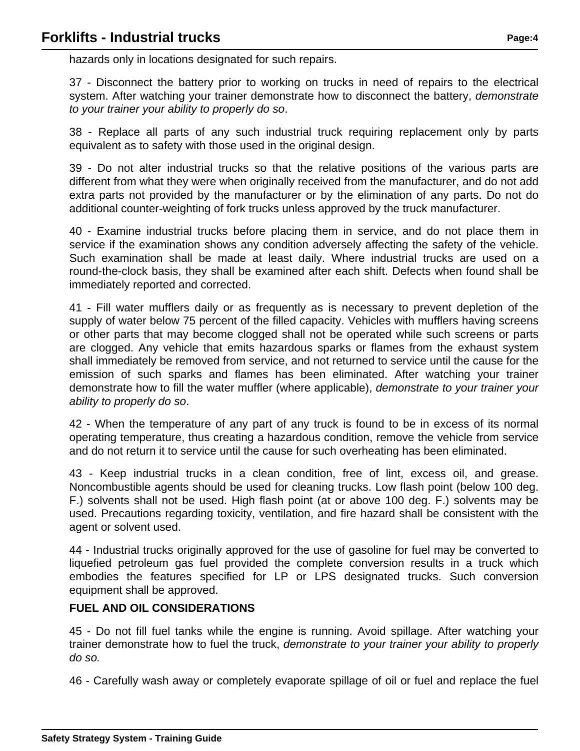hazards only in locations designated for such repairs.

37 - Disconnect the battery prior to working on trucks in need of repairs to the electrical system. After watching your trainer demonstrate how to disconnect the battery, *demonstrate to your trainer your ability to properly do so*.

38 - Replace all parts of any such industrial truck requiring replacement only by parts equivalent as to safety with those used in the original design.

39 - Do not alter industrial trucks so that the relative positions of the various parts are different from what they were when originally received from the manufacturer, and do not add extra parts not provided by the manufacturer or by the elimination of any parts. Do not do additional counter-weighting of fork trucks unless approved by the truck manufacturer.

40 - Examine industrial trucks before placing them in service, and do not place them in service if the examination shows any condition adversely affecting the safety of the vehicle. Such examination shall be made at least daily. Where industrial trucks are used on a round-the-clock basis, they shall be examined after each shift. Defects when found shall be immediately reported and corrected.

41 - Fill water mufflers daily or as frequently as is necessary to prevent depletion of the supply of water below 75 percent of the filled capacity. Vehicles with mufflers having screens or other parts that may become clogged shall not be operated while such screens or parts are clogged. Any vehicle that emits hazardous sparks or flames from the exhaust system shall immediately be removed from service, and not returned to service until the cause for the emission of such sparks and flames has been eliminated. After watching your trainer demonstrate how to fill the water muffler (where applicable), *demonstrate to your trainer your ability to properly do so*.

42 - When the temperature of any part of any truck is found to be in excess of its normal operating temperature, thus creating a hazardous condition, remove the vehicle from service and do not return it to service until the cause for such overheating has been eliminated.

43 - Keep industrial trucks in a clean condition, free of lint, excess oil, and grease. Noncombustible agents should be used for cleaning trucks. Low flash point (below 100 deg. F.) solvents shall not be used. High flash point (at or above 100 deg. F.) solvents may be used. Precautions regarding toxicity, ventilation, and fire hazard shall be consistent with the agent or solvent used.

44 - Industrial trucks originally approved for the use of gasoline for fuel may be converted to liquefied petroleum gas fuel provided the complete conversion results in a truck which embodies the features specified for LP or LPS designated trucks. Such conversion equipment shall be approved.

**FUEL AND OIL CONSIDERATIONS**

45 - Do not fill fuel tanks while the engine is running. Avoid spillage. After watching your trainer demonstrate how to fuel the truck, *demonstrate to your trainer your ability to properly do so.*

46 - Carefully wash away or completely evaporate spillage of oil or fuel and replace the fuel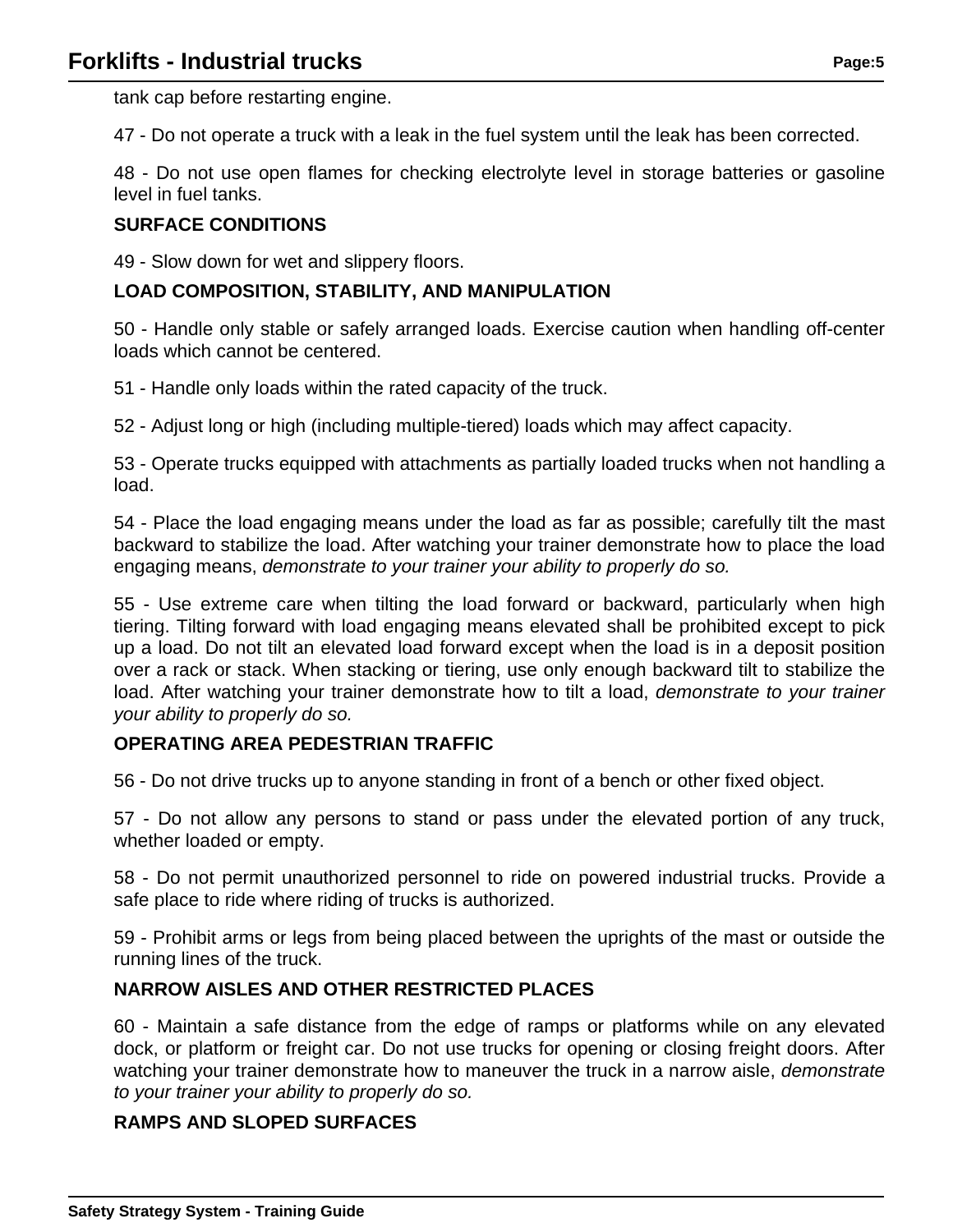tank cap before restarting engine.

47 - Do not operate a truck with a leak in the fuel system until the leak has been corrected.

48 - Do not use open flames for checking electrolyte level in storage batteries or gasoline level in fuel tanks.

**SURFACE CONDITIONS**

49 - Slow down for wet and slippery floors.

**LOAD COMPOSITION, STABILITY, AND MANIPULATION**

50 - Handle only stable or safely arranged loads. Exercise caution when handling off-center loads which cannot be centered.

51 - Handle only loads within the rated capacity of the truck.

52 - Adjust long or high (including multiple-tiered) loads which may affect capacity.

53 - Operate trucks equipped with attachments as partially loaded trucks when not handling a load.

54 - Place the load engaging means under the load as far as possible; carefully tilt the mast backward to stabilize the load. After watching your trainer demonstrate how to place the load engaging means, *demonstrate to your trainer your ability to properly do so.*

55 - Use extreme care when tilting the load forward or backward, particularly when high tiering. Tilting forward with load engaging means elevated shall be prohibited except to pick up a load. Do not tilt an elevated load forward except when the load is in a deposit position over a rack or stack. When stacking or tiering, use only enough backward tilt to stabilize the load. After watching your trainer demonstrate how to tilt a load, *demonstrate to your trainer your ability to properly do so.*

**OPERATING AREA PEDESTRIAN TRAFFIC**

56 - Do not drive trucks up to anyone standing in front of a bench or other fixed object.

57 - Do not allow any persons to stand or pass under the elevated portion of any truck, whether loaded or empty.

58 - Do not permit unauthorized personnel to ride on powered industrial trucks. Provide a safe place to ride where riding of trucks is authorized.

59 - Prohibit arms or legs from being placed between the uprights of the mast or outside the running lines of the truck.

**NARROW AISLES AND OTHER RESTRICTED PLACES**

60 - Maintain a safe distance from the edge of ramps or platforms while on any elevated dock, or platform or freight car. Do not use trucks for opening or closing freight doors. After watching your trainer demonstrate how to maneuver the truck in a narrow aisle, *demonstrate to your trainer your ability to properly do so.*

**RAMPS AND SLOPED SURFACES**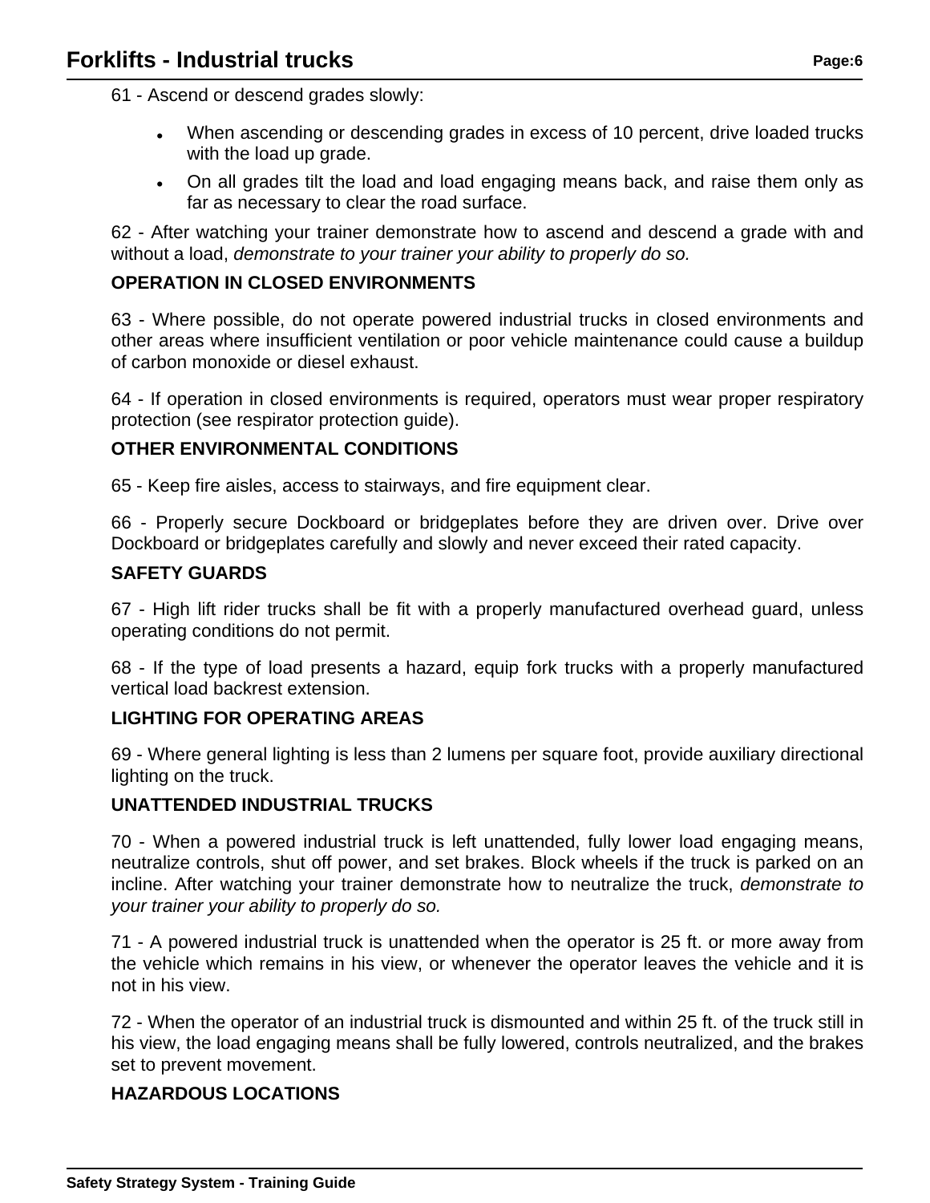61 - Ascend or descend grades slowly:

- When ascending or descending grades in excess of 10 percent, drive loaded trucks with the load up grade.
- On all grades tilt the load and load engaging means back, and raise them only as far as necessary to clear the road surface.

62 - After watching your trainer demonstrate how to ascend and descend a grade with and without a load, *demonstrate to your trainer your ability to properly do so.*

**OPERATION IN CLOSED ENVIRONMENTS**

63 - Where possible, do not operate powered industrial trucks in closed environments and other areas where insufficient ventilation or poor vehicle maintenance could cause a buildup of carbon monoxide or diesel exhaust.

64 - If operation in closed environments is required, operators must wear proper respiratory protection (see respirator protection guide).

**OTHER ENVIRONMENTAL CONDITIONS**

65 - Keep fire aisles, access to stairways, and fire equipment clear.

66 - Properly secure Dockboard or bridgeplates before they are driven over. Drive over Dockboard or bridgeplates carefully and slowly and never exceed their rated capacity.

**SAFETY GUARDS**

67 - High lift rider trucks shall be fit with a properly manufactured overhead guard, unless operating conditions do not permit.

68 - If the type of load presents a hazard, equip fork trucks with a properly manufactured vertical load backrest extension.

**LIGHTING FOR OPERATING AREAS**

69 - Where general lighting is less than 2 lumens per square foot, provide auxiliary directional lighting on the truck.

**UNATTENDED INDUSTRIAL TRUCKS**

70 - When a powered industrial truck is left unattended, fully lower load engaging means, neutralize controls, shut off power, and set brakes. Block wheels if the truck is parked on an incline. After watching your trainer demonstrate how to neutralize the truck, *demonstrate to your trainer your ability to properly do so.*

71 - A powered industrial truck is unattended when the operator is 25 ft. or more away from the vehicle which remains in his view, or whenever the operator leaves the vehicle and it is not in his view.

72 - When the operator of an industrial truck is dismounted and within 25 ft. of the truck still in his view, the load engaging means shall be fully lowered, controls neutralized, and the brakes set to prevent movement.

**HAZARDOUS LOCATIONS**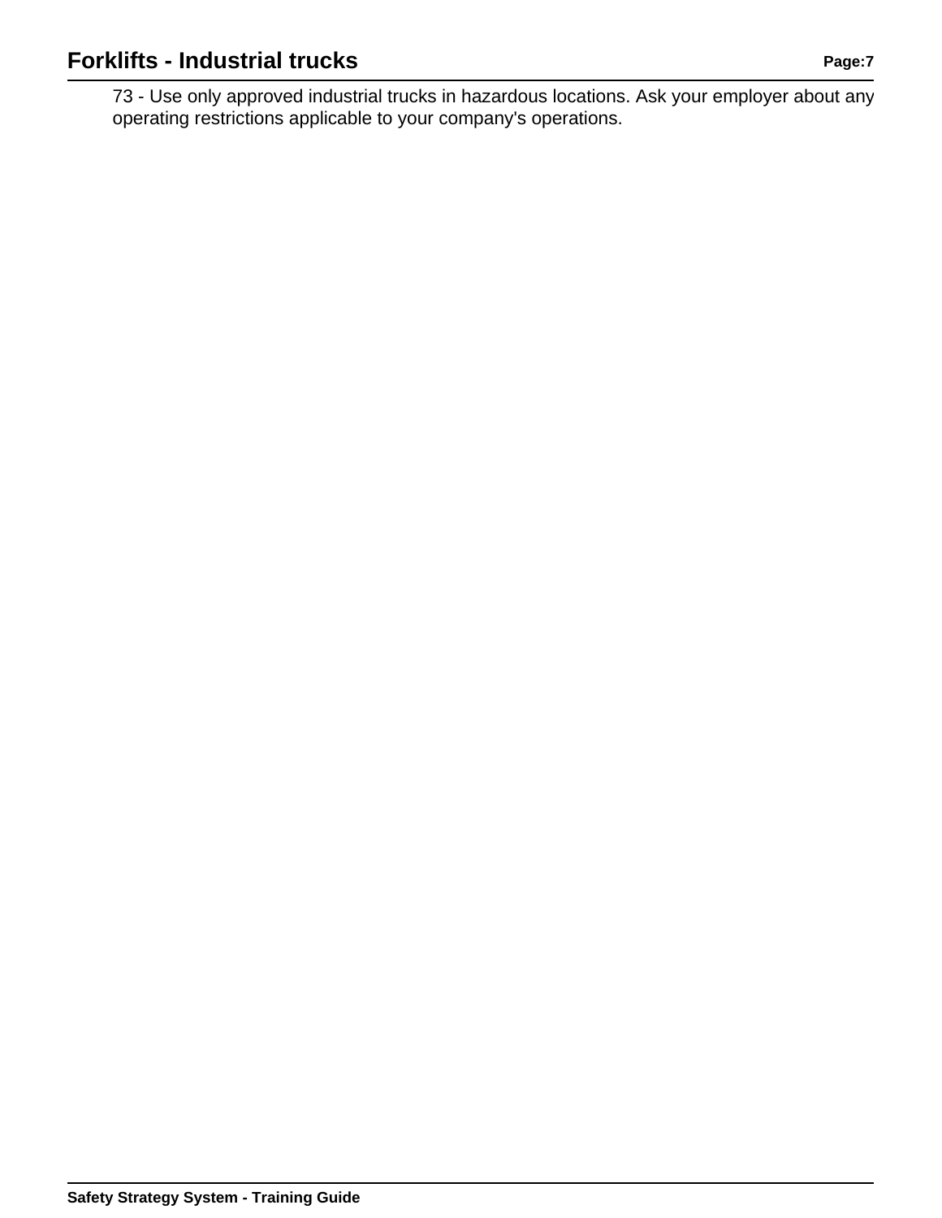73 - Use only approved industrial trucks in hazardous locations. Ask your employer about any operating restrictions applicable to your company's operations.